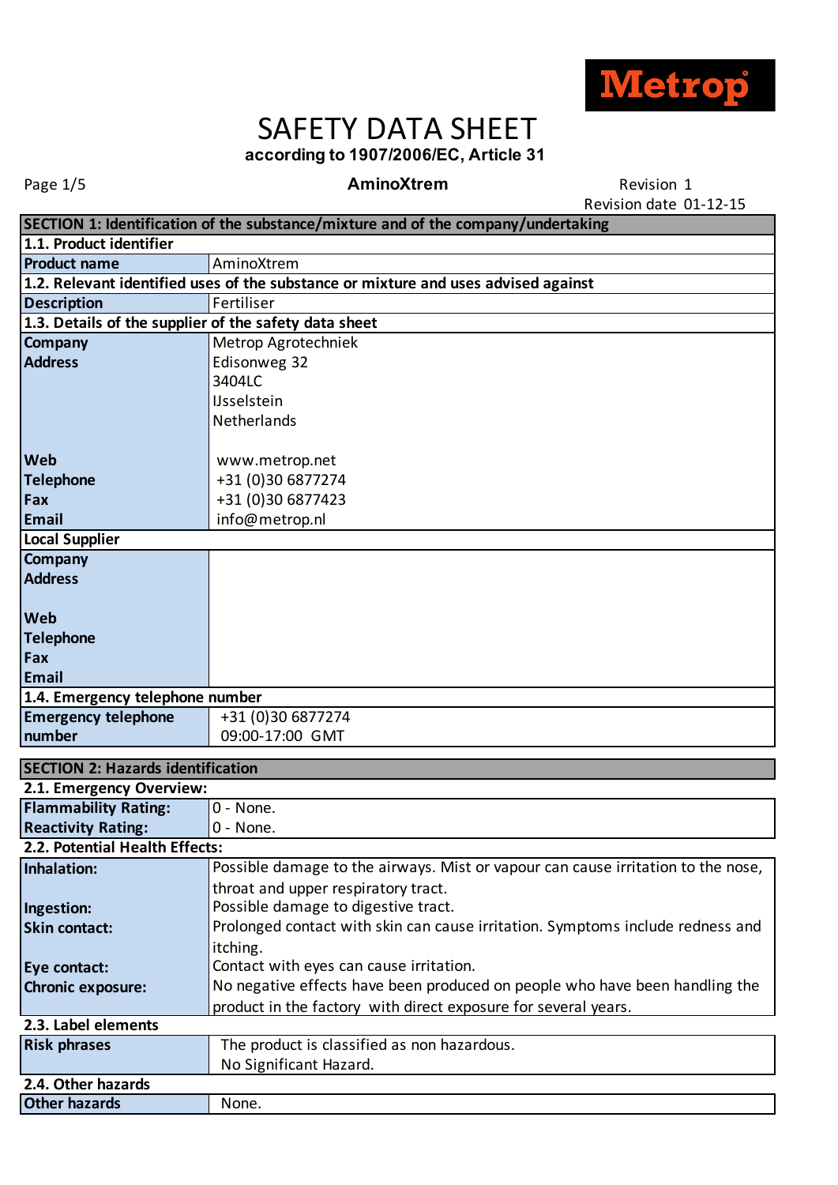# SAFETY DATA SHEET

**according to 1907/2006/EC, Article 31**

**AminoXtrem**

Revision 1
Revision date 01-12-15

## SECTION 1: Identification of the substance/mixture and of the company/undertaking

| | |
|---|---|
| **1.1. Product identifier** | |
| **Product name** | AminoXtrem |
| **1.2. Relevant identified uses of the substance or mixture and uses advised against** | |
| **Description** | Fertiliser |
| **1.3. Details of the supplier of the safety data sheet** | |
| **Company** | Metrop Agrotechniek |
| **Address** | Edisonweg 32<br>3404LC<br>IJsselstein<br>Netherlands |
| **Web** | www.metrop.net |
| **Telephone** | +31 (0)30 6877274 |
| **Fax** | +31 (0)30 6877423 |
| **Email** | info@metrop.nl |
| **Local Supplier** | |
| **Company** | |
| **Address** | |
| **Web** | |
| **Telephone** | |
| **Fax** | |
| **Email** | |
| **1.4. Emergency telephone number** | |
| **Emergency telephone number** | +31 (0)30 6877274<br>09:00-17:00 GMT |

## SECTION 2: Hazards identification

| | |
|---|---|
| **2.1. Emergency Overview:** | |
| **Flammability Rating:** | 0 - None. |
| **Reactivity Rating:** | 0 - None. |
| **2.2. Potential Health Effects:** | |
| **Inhalation:** | Possible damage to the airways. Mist or vapour can cause irritation to the nose, throat and upper respiratory tract. |
| **Ingestion:** | Possible damage to digestive tract. |
| **Skin contact:** | Prolonged contact with skin can cause irritation. Symptoms include redness and itching. |
| **Eye contact:** | Contact with eyes can cause irritation. |
| **Chronic exposure:** | No negative effects have been produced on people who have been handling the product in the factory with direct exposure for several years. |
| **2.3. Label elements** | |
| **Risk phrases** | The product is classified as non hazardous.<br>No Significant Hazard. |
| **2.4. Other hazards** | |
| **Other hazards** | None. |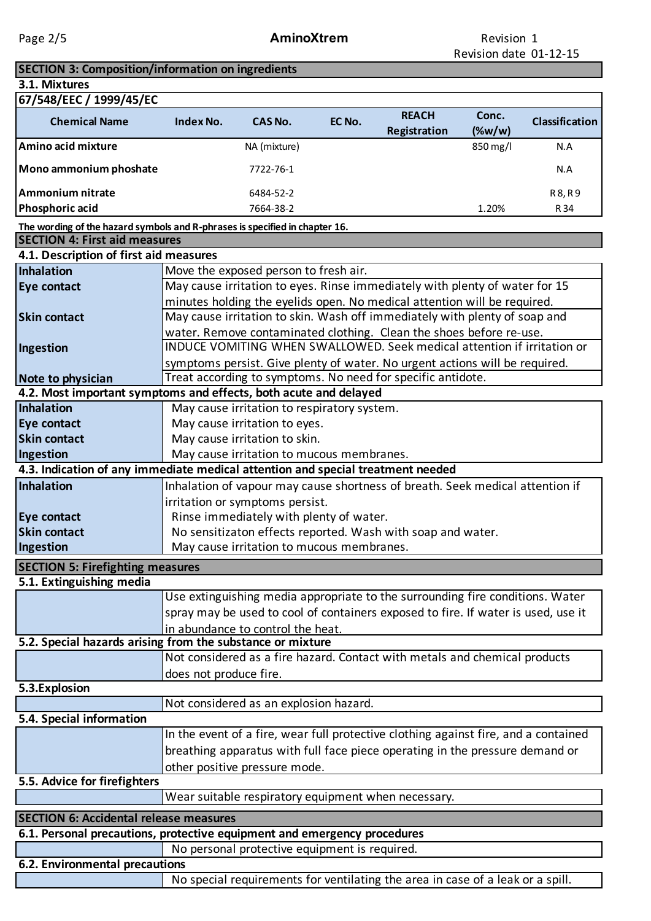## SECTION 3: Composition/information on ingredients

### 3.1. Mixtures

**67/548/EEC / 1999/45/EC**

| Chemical Name | Index No. | CAS No. | EC No. | REACH Registration | Conc. (%w/w) | Classification |
|---|---|---|---|---|---|---|
| Amino acid mixture | | NA (mixture) | | | 850 mg/l | N.A |
| Mono ammonium phoshate | | 7722-76-1 | | | | N.A |
| Ammonium nitrate | | 6484-52-2 | | | | R 8, R 9 |
| Phosphoric acid | | 7664-38-2 | | | 1.20% | R 34 |

**The wording of the hazard symbols and R-phrases is specified in chapter 16.**

## SECTION 4: First aid measures

### 4.1. Description of first aid measures

| | |
|---|---|
| **Inhalation** | Move the exposed person to fresh air. |
| **Eye contact** | May cause irritation to eyes. Rinse immediately with plenty of water for 15 minutes holding the eyelids open. No medical attention will be required. |
| **Skin contact** | May cause irritation to skin. Wash off immediately with plenty of soap and water. Remove contaminated clothing. Clean the shoes before re-use. |
| **Ingestion** | INDUCE VOMITING WHEN SWALLOWED. Seek medical attention if irritation or symptoms persist. Give plenty of water. No urgent actions will be required. |
| **Note to physician** | Treat according to symptoms. No need for specific antidote. |

### 4.2. Most important symptoms and effects, both acute and delayed

| | |
|---|---|
| **Inhalation** | May cause irritation to respiratory system. |
| **Eye contact** | May cause irritation to eyes. |
| **Skin contact** | May cause irritation to skin. |
| **Ingestion** | May cause irritation to mucous membranes. |

### 4.3. Indication of any immediate medical attention and special treatment needed

| | |
|---|---|
| **Inhalation** | Inhalation of vapour may cause shortness of breath. Seek medical attention if irritation or symptoms persist. |
| **Eye contact** | Rinse immediately with plenty of water. |
| **Skin contact** | No sensitizaton effects reported. Wash with soap and water. |
| **Ingestion** | May cause irritation to mucous membranes. |

## SECTION 5: Firefighting measures

### 5.1. Extinguishing media

Use extinguishing media appropriate to the surrounding fire conditions. Water spray may be used to cool of containers exposed to fire. If water is used, use it in abundance to control the heat.

### 5.2. Special hazards arising from the substance or mixture

Not considered as a fire hazard. Contact with metals and chemical products does not produce fire.

### 5.3.Explosion

Not considered as an explosion hazard.

### 5.4. Special information

In the event of a fire, wear full protective clothing against fire, and a contained breathing apparatus with full face piece operating in the pressure demand or other positive pressure mode.

### 5.5. Advice for firefighters

Wear suitable respiratory equipment when necessary.

## SECTION 6: Accidental release measures

### 6.1. Personal precautions, protective equipment and emergency procedures

No personal protective equipment is required.

### 6.2. Environmental precautions

No special requirements for ventilating the area in case of a leak or a spill.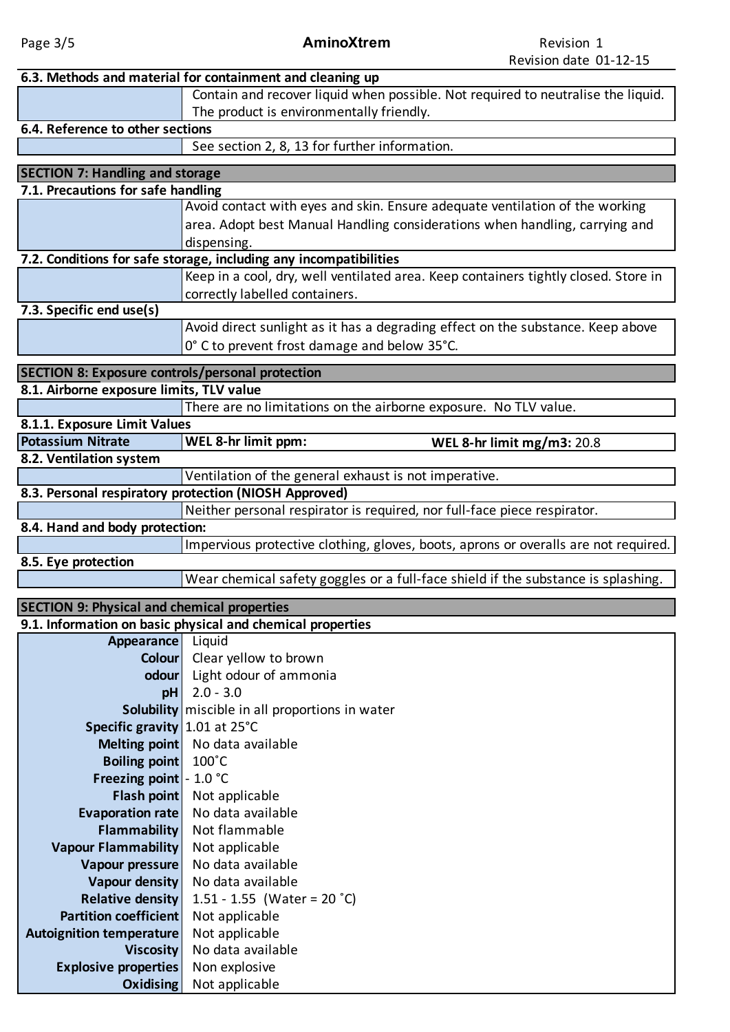### 6.3. Methods and material for containment and cleaning up

Contain and recover liquid when possible. Not required to neutralise the liquid. The product is environmentally friendly.

### 6.4. Reference to other sections

See section 2, 8, 13 for further information.

## SECTION 7: Handling and storage

### 7.1. Precautions for safe handling

Avoid contact with eyes and skin. Ensure adequate ventilation of the working area. Adopt best Manual Handling considerations when handling, carrying and dispensing.

### 7.2. Conditions for safe storage, including any incompatibilities

Keep in a cool, dry, well ventilated area. Keep containers tightly closed. Store in correctly labelled containers.

### 7.3. Specific end use(s)

Avoid direct sunlight as it has a degrading effect on the substance. Keep above 0° C to prevent frost damage and below 35°C.

## SECTION 8: Exposure controls/personal protection

### 8.1. Airborne exposure limits, TLV value

There are no limitations on the airborne exposure. No TLV value.

### 8.1.1. Exposure Limit Values

| | | |
|---|---|---|
| **Potassium Nitrate** | **WEL 8-hr limit ppm:** | **WEL 8-hr limit mg/m3:** 20.8 |

### 8.2. Ventilation system

Ventilation of the general exhaust is not imperative.

### 8.3. Personal respiratory protection (NIOSH Approved)

Neither personal respirator is required, nor full-face piece respirator.

### 8.4. Hand and body protection:

Impervious protective clothing, gloves, boots, aprons or overalls are not required.

### 8.5. Eye protection

Wear chemical safety goggles or a full-face shield if the substance is splashing.

## SECTION 9: Physical and chemical properties

### 9.1. Information on basic physical and chemical properties

| | |
|---|---|
| **Appearance** | Liquid |
| **Colour** | Clear yellow to brown |
| **odour** | Light odour of ammonia |
| **pH** | 2.0 - 3.0 |
| **Solubility** | miscible in all proportions in water |
| **Specific gravity** | 1.01 at 25°C |
| **Melting point** | No data available |
| **Boiling point** | 100˚C |
| **Freezing point** | - 1.0 °C |
| **Flash point** | Not applicable |
| **Evaporation rate** | No data available |
| **Flammability** | Not flammable |
| **Vapour Flammability** | Not applicable |
| **Vapour pressure** | No data available |
| **Vapour density** | No data available |
| **Relative density** | 1.51 - 1.55 (Water = 20 ˚C) |
| **Partition coefficient** | Not applicable |
| **Autoignition temperature** | Not applicable |
| **Viscosity** | No data available |
| **Explosive properties** | Non explosive |
| **Oxidising** | Not applicable |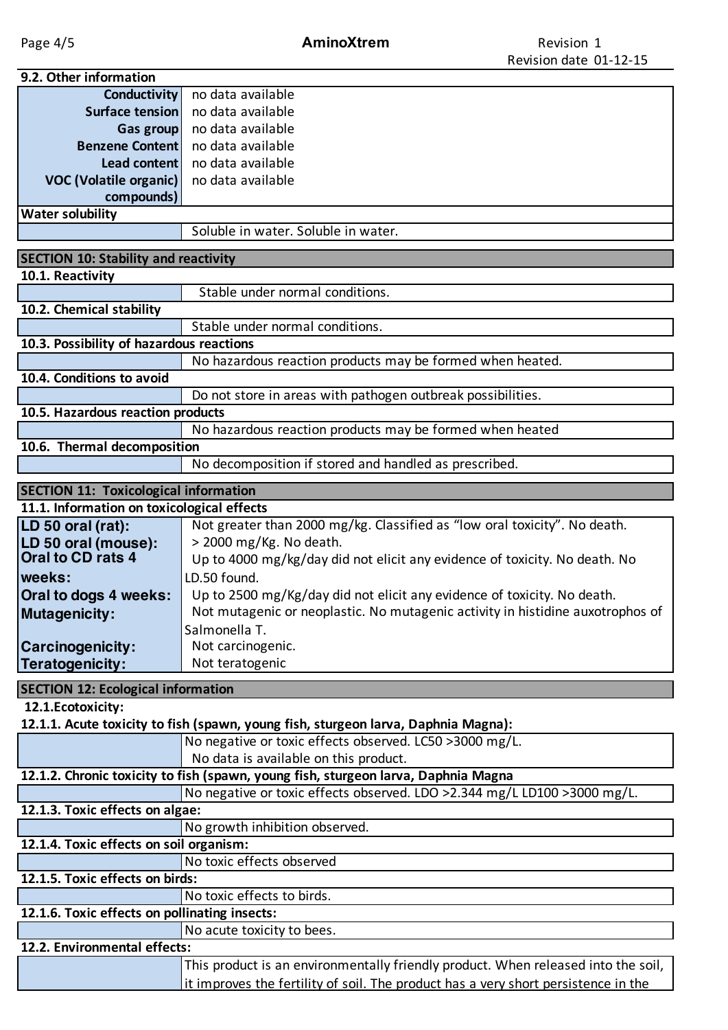### 9.2. Other information

| | |
|---|---|
| **Conductivity** | no data available |
| **Surface tension** | no data available |
| **Gas group** | no data available |
| **Benzene Content** | no data available |
| **Lead content** | no data available |
| **VOC (Volatile organic) compounds)** | no data available |

**Water solubility**

Soluble in water. Soluble in water.

## SECTION 10: Stability and reactivity

**10.1. Reactivity**

Stable under normal conditions.

**10.2. Chemical stability**

Stable under normal conditions.

**10.3. Possibility of hazardous reactions**

No hazardous reaction products may be formed when heated.

**10.4. Conditions to avoid**

Do not store in areas with pathogen outbreak possibilities.

**10.5. Hazardous reaction products**

No hazardous reaction products may be formed when heated

**10.6. Thermal decomposition**

No decomposition if stored and handled as prescribed.

## SECTION 11: Toxicological information

**11.1. Information on toxicological effects**

| | |
|---|---|
| **LD 50 oral (rat):** | Not greater than 2000 mg/kg. Classified as “low oral toxicity”. No death. |
| **LD 50 oral (mouse):** | > 2000 mg/Kg. No death. |
| **Oral to CD rats 4 weeks:** | Up to 4000 mg/kg/day did not elicit any evidence of toxicity. No death. No LD.50 found. |
| **Oral to dogs 4 weeks:** | Up to 2500 mg/Kg/day did not elicit any evidence of toxicity. No death. |
| **Mutagenicity:** | Not mutagenic or neoplastic. No mutagenic activity in histidine auxotrophos of Salmonella T. |
| **Carcinogenicity:** | Not carcinogenic. |
| **Teratogenicity:** | Not teratogenic |

## SECTION 12: Ecological information

**12.1.Ecotoxicity:**

**12.1.1. Acute toxicity to fish (spawn, young fish, sturgeon larva, Daphnia Magna):**

No negative or toxic effects observed. LC50 >3000 mg/L.
No data is available on this product.

**12.1.2. Chronic toxicity to fish (spawn, young fish, sturgeon larva, Daphnia Magna**

No negative or toxic effects observed. LDO >2.344 mg/L LD100 >3000 mg/L.

**12.1.3. Toxic effects on algae:**

No growth inhibition observed.

**12.1.4. Toxic effects on soil organism:**

No toxic effects observed

**12.1.5. Toxic effects on birds:**

No toxic effects to birds.

**12.1.6. Toxic effects on pollinating insects:**

No acute toxicity to bees.

**12.2. Environmental effects:**

This product is an environmentally friendly product. When released into the soil, it improves the fertility of soil. The product has a very short persistence in the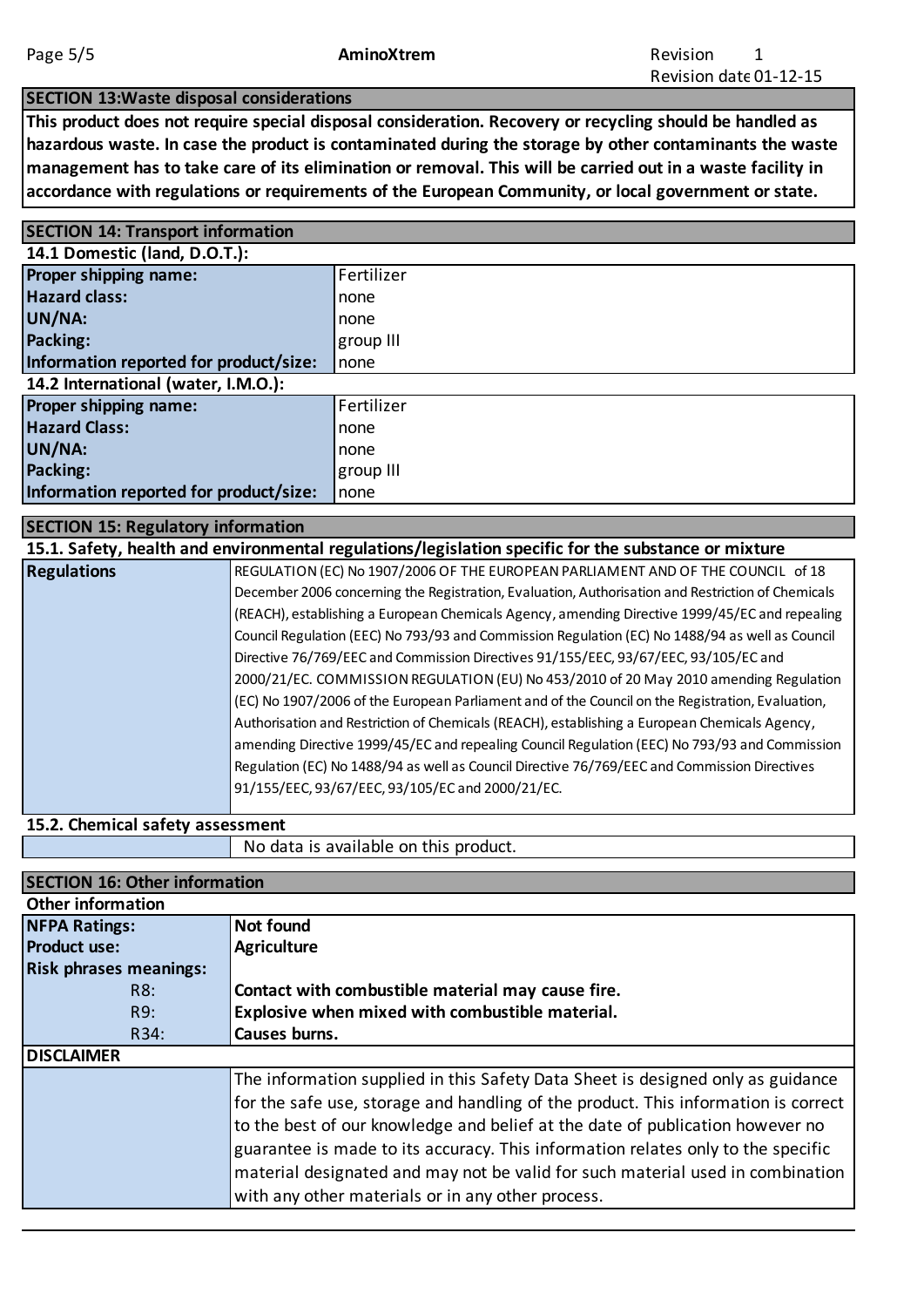## SECTION 13:Waste disposal considerations

**This product does not require special disposal consideration. Recovery or recycling should be handled as hazardous waste. In case the product is contaminated during the storage by other contaminants the waste management has to take care of its elimination or removal. This will be carried out in a waste facility in accordance with regulations or requirements of the European Community, or local government or state.**

## SECTION 14: Transport information

### 14.1 Domestic (land, D.O.T.):

| | |
|---|---|
| **Proper shipping name:** | Fertilizer |
| **Hazard class:** | none |
| **UN/NA:** | none |
| **Packing:** | group III |
| **Information reported for product/size:** | none |

### 14.2 International (water, I.M.O.):

| | |
|---|---|
| **Proper shipping name:** | Fertilizer |
| **Hazard Class:** | none |
| **UN/NA:** | none |
| **Packing:** | group III |
| **Information reported for product/size:** | none |

## SECTION 15: Regulatory information

### 15.1. Safety, health and environmental regulations/legislation specific for the substance or mixture

| | |
|---|---|
| **Regulations** | REGULATION (EC) No 1907/2006 OF THE EUROPEAN PARLIAMENT AND OF THE COUNCIL of 18 December 2006 concerning the Registration, Evaluation, Authorisation and Restriction of Chemicals (REACH), establishing a European Chemicals Agency, amending Directive 1999/45/EC and repealing Council Regulation (EEC) No 793/93 and Commission Regulation (EC) No 1488/94 as well as Council Directive 76/769/EEC and Commission Directives 91/155/EEC, 93/67/EEC, 93/105/EC and 2000/21/EC. COMMISSION REGULATION (EU) No 453/2010 of 20 May 2010 amending Regulation (EC) No 1907/2006 of the European Parliament and of the Council on the Registration, Evaluation, Authorisation and Restriction of Chemicals (REACH), establishing a European Chemicals Agency, amending Directive 1999/45/EC and repealing Council Regulation (EEC) No 793/93 and Commission Regulation (EC) No 1488/94 as well as Council Directive 76/769/EEC and Commission Directives 91/155/EEC, 93/67/EEC, 93/105/EC and 2000/21/EC. |

### 15.2. Chemical safety assessment

| | |
|---|---|
| | No data is available on this product. |

## SECTION 16: Other information

### Other information

| | |
|---|---|
| **NFPA Ratings:** | **Not found** |
| **Product use:** | **Agriculture** |
| **Risk phrases meanings:** | |
| R8: | **Contact with combustible material may cause fire.** |
| R9: | **Explosive when mixed with combustible material.** |
| R34: | **Causes burns.** |

### DISCLAIMER

| | |
|---|---|
| | The information supplied in this Safety Data Sheet is designed only as guidance for the safe use, storage and handling of the product. This information is correct to the best of our knowledge and belief at the date of publication however no guarantee is made to its accuracy. This information relates only to the specific material designated and may not be valid for such material used in combination with any other materials or in any other process. |